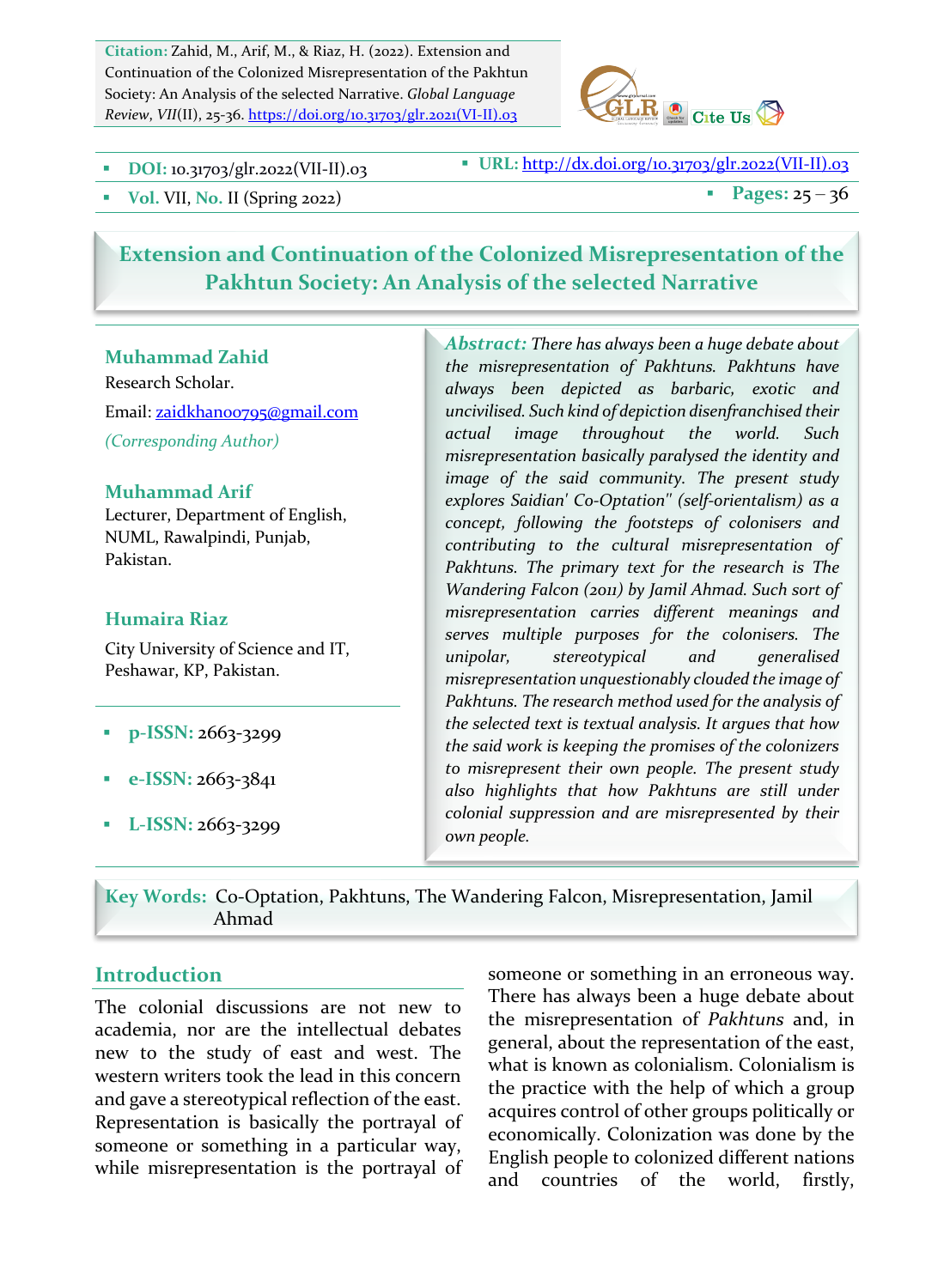**Citation:** Zahid, M., Arif, M., & Riaz, H. (2022). Extension and Continuation of the Colonized Misrepresentation of the Pakhtun Society: An Analysis of the selected Narrative. *Global Language Review*, *VII*(II), 25-36. https://doi.org/10.31703/glr.2021(VI-II).03

- **DOI:** 10.31703/glr.2022(VII-II).03
- **URL:** http://dx.doi.org/10.31703/glr.2022(VII-II).03
- **Vol.** VII, **No.** II (Spring 2022)
- **Pages:** 25 – 36

# Extension and Continuation of the Colonized Misrepresentation of the Pakhtun Society: An Analysis of the selected Narrative

**Muhammad Zahid**
Research Scholar.
Email: zaidkhan0795@gmail.com
*(Corresponding Author)*

**Muhammad Arif**
Lecturer, Department of English, NUML, Rawalpindi, Punjab, Pakistan.

**Humaira Riaz**
City University of Science and IT, Peshawar, KP, Pakistan.

- **p-ISSN:** 2663-3299
- **e-ISSN:** 2663-3841
- **L-ISSN:** 2663-3299

***Abstract:*** *There has always been a huge debate about the misrepresentation of Pakhtuns. Pakhtuns have always been depicted as barbaric, exotic and uncivilised. Such kind of depiction disenfranchised their actual image throughout the world. Such misrepresentation basically paralysed the identity and image of the said community. The present study explores Saidian' Co-Optation" (self-orientalism) as a concept, following the footsteps of colonisers and contributing to the cultural misrepresentation of Pakhtuns. The primary text for the research is The Wandering Falcon (2011) by Jamil Ahmad. Such sort of misrepresentation carries different meanings and serves multiple purposes for the colonisers. The unipolar, stereotypical and generalised misrepresentation unquestionably clouded the image of Pakhtuns. The research method used for the analysis of the selected text is textual analysis. It argues that how the said work is keeping the promises of the colonizers to misrepresent their own people. The present study also highlights that how Pakhtuns are still under colonial suppression and are misrepresented by their own people.*

**Key Words:** Co-Optation, Pakhtuns, The Wandering Falcon, Misrepresentation, Jamil Ahmad

## Introduction

The colonial discussions are not new to academia, nor are the intellectual debates new to the study of east and west. The western writers took the lead in this concern and gave a stereotypical reflection of the east. Representation is basically the portrayal of someone or something in a particular way, while misrepresentation is the portrayal of someone or something in an erroneous way. There has always been a huge debate about the misrepresentation of *Pakhtuns* and, in general, about the representation of the east, what is known as colonialism. Colonialism is the practice with the help of which a group acquires control of other groups politically or economically. Colonization was done by the English people to colonized different nations and countries of the world, firstly,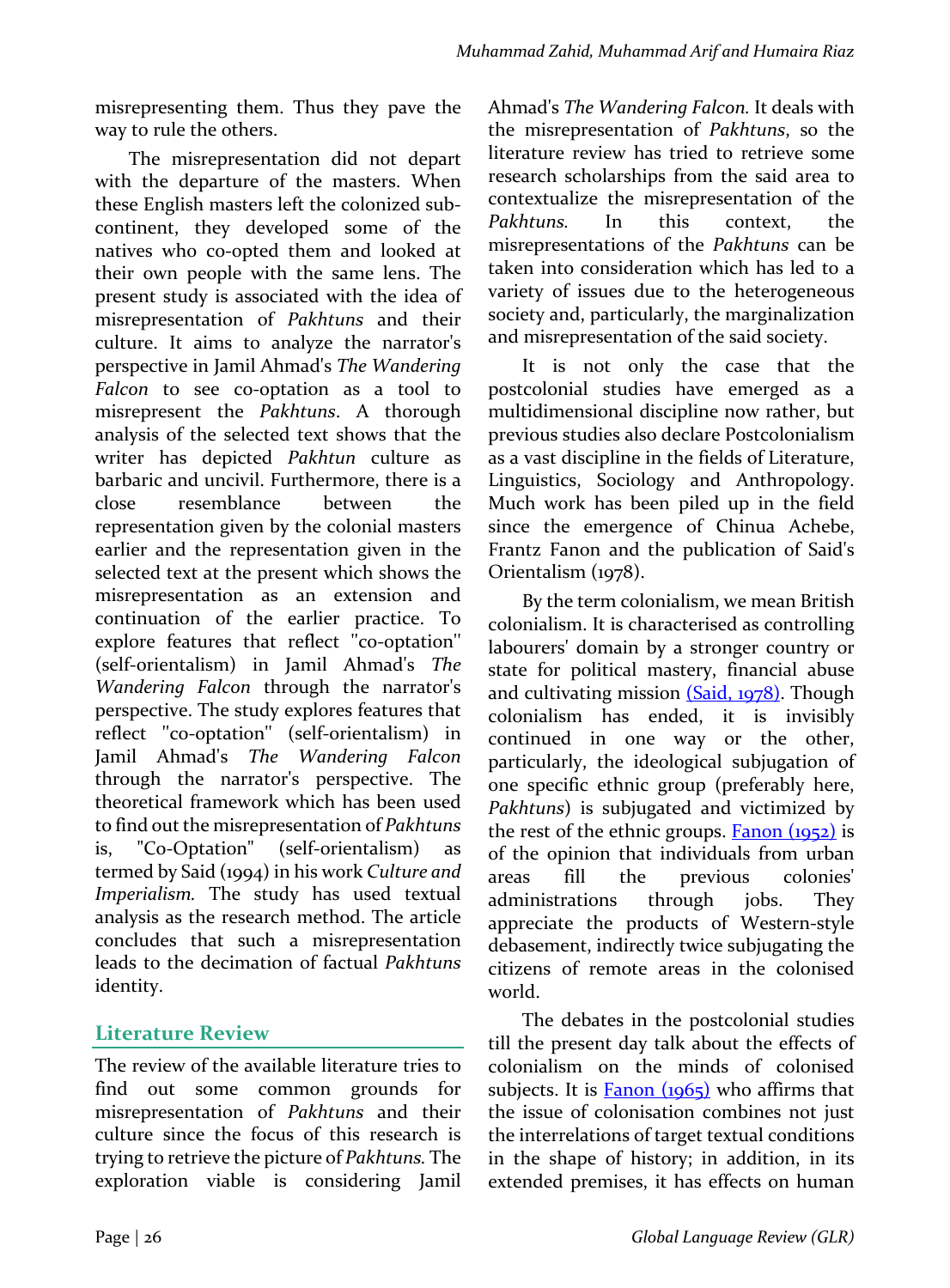misrepresenting them. Thus they pave the way to rule the others.

The misrepresentation did not depart with the departure of the masters. When these English masters left the colonized sub-continent, they developed some of the natives who co-opted them and looked at their own people with the same lens. The present study is associated with the idea of misrepresentation of *Pakhtuns* and their culture. It aims to analyze the narrator's perspective in Jamil Ahmad's *The Wandering Falcon* to see co-optation as a tool to misrepresent the *Pakhtuns*. A thorough analysis of the selected text shows that the writer has depicted *Pakhtun* culture as barbaric and uncivil. Furthermore, there is a close resemblance between the representation given by the colonial masters earlier and the representation given in the selected text at the present which shows the misrepresentation as an extension and continuation of the earlier practice. To explore features that reflect "co-optation" (self-orientalism) in Jamil Ahmad's *The Wandering Falcon* through the narrator's perspective. The study explores features that reflect "co-optation" (self-orientalism) in Jamil Ahmad's *The Wandering Falcon* through the narrator's perspective. The theoretical framework which has been used to find out the misrepresentation of *Pakhtuns* is, "Co-Optation" (self-orientalism) as termed by Said (1994) in his work *Culture and Imperialism*. The study has used textual analysis as the research method. The article concludes that such a misrepresentation leads to the decimation of factual *Pakhtuns* identity.

## Literature Review

The review of the available literature tries to find out some common grounds for misrepresentation of *Pakhtuns* and their culture since the focus of this research is trying to retrieve the picture of *Pakhtuns*. The exploration viable is considering Jamil Ahmad's *The Wandering Falcon*. It deals with the misrepresentation of *Pakhtuns*, so the literature review has tried to retrieve some research scholarships from the said area to contextualize the misrepresentation of the *Pakhtuns*. In this context, the misrepresentations of the *Pakhtuns* can be taken into consideration which has led to a variety of issues due to the heterogeneous society and, particularly, the marginalization and misrepresentation of the said society.

It is not only the case that the postcolonial studies have emerged as a multidimensional discipline now rather, but previous studies also declare Postcolonialism as a vast discipline in the fields of Literature, Linguistics, Sociology and Anthropology. Much work has been piled up in the field since the emergence of Chinua Achebe, Frantz Fanon and the publication of Said's Orientalism (1978).

By the term colonialism, we mean British colonialism. It is characterised as controlling labourers' domain by a stronger country or state for political mastery, financial abuse and cultivating mission (Said, 1978). Though colonialism has ended, it is invisibly continued in one way or the other, particularly, the ideological subjugation of one specific ethnic group (preferably here, *Pakhtuns*) is subjugated and victimized by the rest of the ethnic groups. Fanon (1952) is of the opinion that individuals from urban areas fill the previous colonies' administrations through jobs. They appreciate the products of Western-style debasement, indirectly twice subjugating the citizens of remote areas in the colonised world.

The debates in the postcolonial studies till the present day talk about the effects of colonialism on the minds of colonised subjects. It is Fanon (1965) who affirms that the issue of colonisation combines not just the interrelations of target textual conditions in the shape of history; in addition, in its extended premises, it has effects on human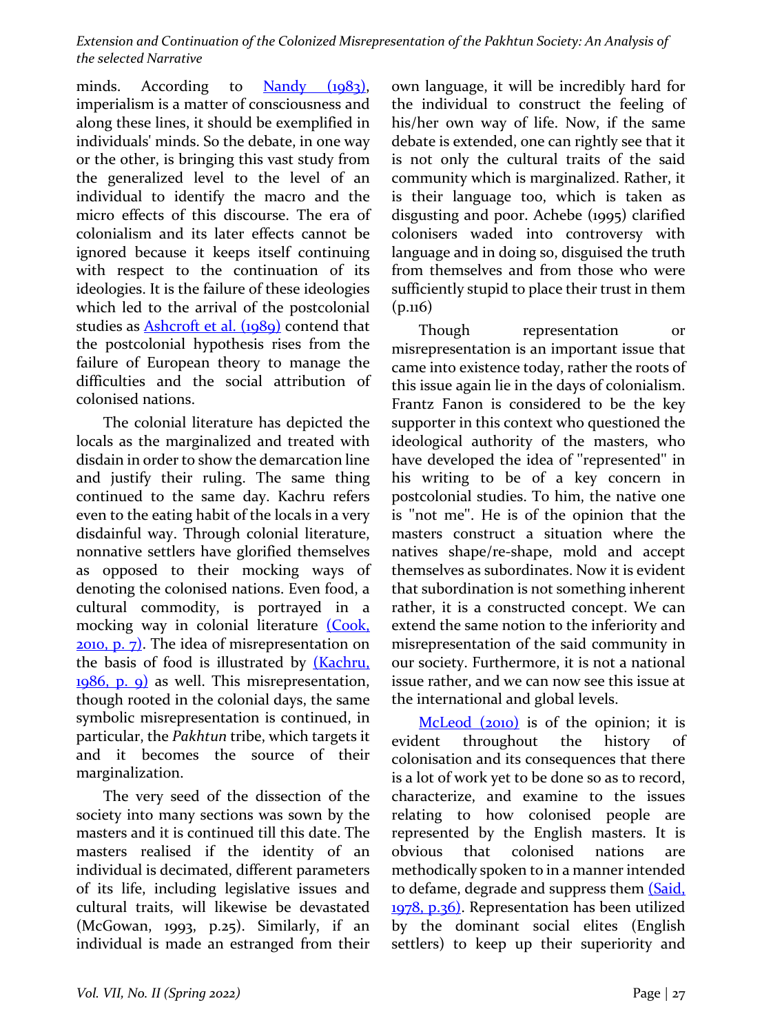minds. According to Nandy (1983), imperialism is a matter of consciousness and along these lines, it should be exemplified in individuals' minds. So the debate, in one way or the other, is bringing this vast study from the generalized level to the level of an individual to identify the macro and the micro effects of this discourse. The era of colonialism and its later effects cannot be ignored because it keeps itself continuing with respect to the continuation of its ideologies. It is the failure of these ideologies which led to the arrival of the postcolonial studies as Ashcroft et al. (1989) contend that the postcolonial hypothesis rises from the failure of European theory to manage the difficulties and the social attribution of colonised nations.

The colonial literature has depicted the locals as the marginalized and treated with disdain in order to show the demarcation line and justify their ruling. The same thing continued to the same day. Kachru refers even to the eating habit of the locals in a very disdainful way. Through colonial literature, nonnative settlers have glorified themselves as opposed to their mocking ways of denoting the colonised nations. Even food, a cultural commodity, is portrayed in a mocking way in colonial literature (Cook, 2010, p. 7). The idea of misrepresentation on the basis of food is illustrated by (Kachru, 1986, p. 9) as well. This misrepresentation, though rooted in the colonial days, the same symbolic misrepresentation is continued, in particular, the *Pakhtun* tribe, which targets it and it becomes the source of their marginalization.

The very seed of the dissection of the society into many sections was sown by the masters and it is continued till this date. The masters realised if the identity of an individual is decimated, different parameters of its life, including legislative issues and cultural traits, will likewise be devastated (McGowan, 1993, p.25). Similarly, if an individual is made an estranged from their own language, it will be incredibly hard for the individual to construct the feeling of his/her own way of life. Now, if the same debate is extended, one can rightly see that it is not only the cultural traits of the said community which is marginalized. Rather, it is their language too, which is taken as disgusting and poor. Achebe (1995) clarified colonisers waded into controversy with language and in doing so, disguised the truth from themselves and from those who were sufficiently stupid to place their trust in them (p.116)

Though representation or misrepresentation is an important issue that came into existence today, rather the roots of this issue again lie in the days of colonialism. Frantz Fanon is considered to be the key supporter in this context who questioned the ideological authority of the masters, who have developed the idea of "represented" in his writing to be of a key concern in postcolonial studies. To him, the native one is "not me". He is of the opinion that the masters construct a situation where the natives shape/re-shape, mold and accept themselves as subordinates. Now it is evident that subordination is not something inherent rather, it is a constructed concept. We can extend the same notion to the inferiority and misrepresentation of the said community in our society. Furthermore, it is not a national issue rather, and we can now see this issue at the international and global levels.

McLeod (2010) is of the opinion; it is evident throughout the history of colonisation and its consequences that there is a lot of work yet to be done so as to record, characterize, and examine to the issues relating to how colonised people are represented by the English masters. It is obvious that colonised nations are methodically spoken to in a manner intended to defame, degrade and suppress them (Said, 1978, p.36). Representation has been utilized by the dominant social elites (English settlers) to keep up their superiority and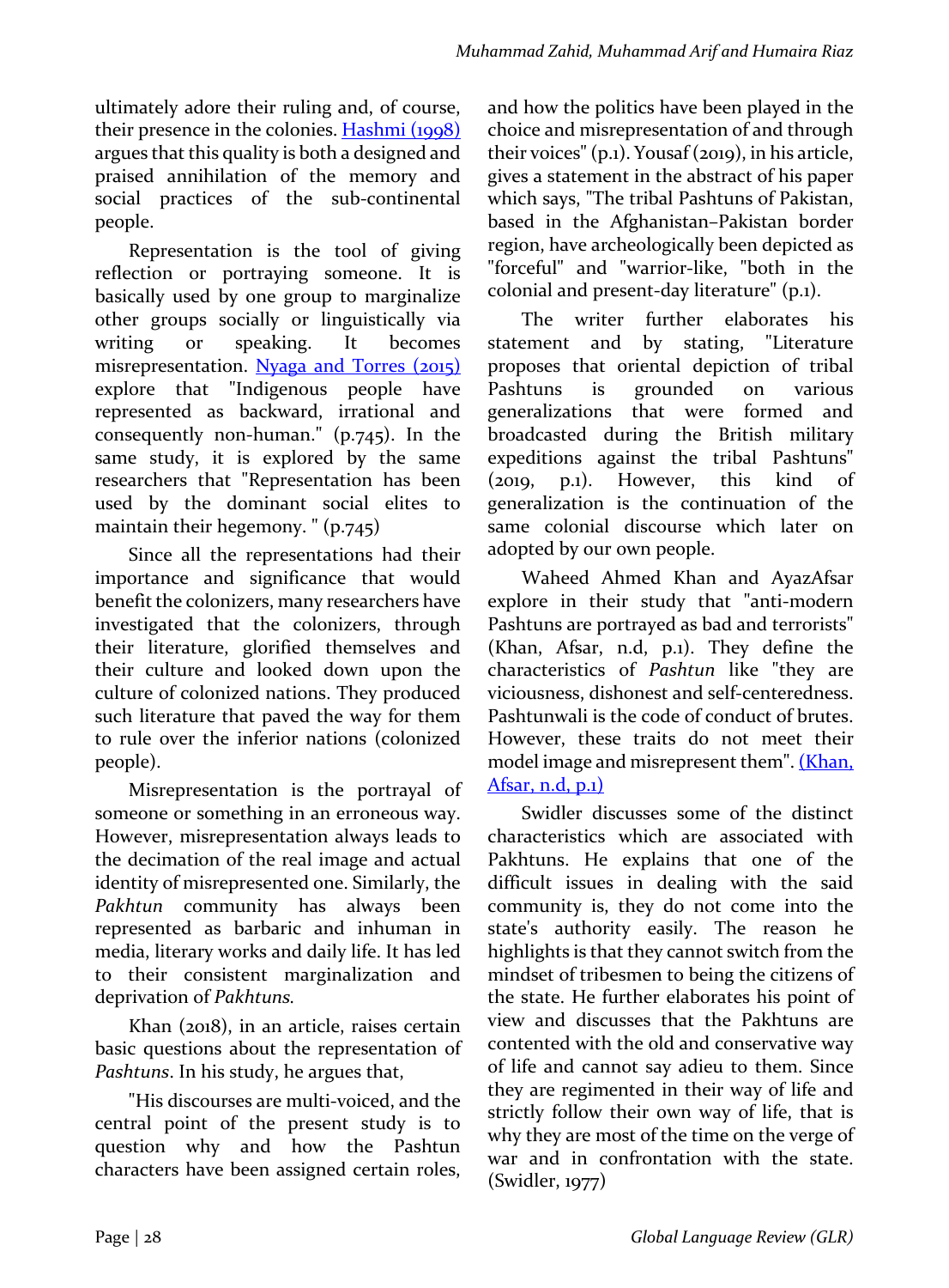ultimately adore their ruling and, of course, their presence in the colonies. Hashmi (1998) argues that this quality is both a designed and praised annihilation of the memory and social practices of the sub-continental people.

Representation is the tool of giving reflection or portraying someone. It is basically used by one group to marginalize other groups socially or linguistically via writing or speaking. It becomes misrepresentation. Nyaga and Torres (2015) explore that "Indigenous people have represented as backward, irrational and consequently non-human." (p.745). In the same study, it is explored by the same researchers that "Representation has been used by the dominant social elites to maintain their hegemony. " (p.745)

Since all the representations had their importance and significance that would benefit the colonizers, many researchers have investigated that the colonizers, through their literature, glorified themselves and their culture and looked down upon the culture of colonized nations. They produced such literature that paved the way for them to rule over the inferior nations (colonized people).

Misrepresentation is the portrayal of someone or something in an erroneous way. However, misrepresentation always leads to the decimation of the real image and actual identity of misrepresented one. Similarly, the *Pakhtun* community has always been represented as barbaric and inhuman in media, literary works and daily life. It has led to their consistent marginalization and deprivation of *Pakhtuns*.

Khan (2018), in an article, raises certain basic questions about the representation of *Pashtuns*. In his study, he argues that,

"His discourses are multi-voiced, and the central point of the present study is to question why and how the Pashtun characters have been assigned certain roles, and how the politics have been played in the choice and misrepresentation of and through their voices" (p.1). Yousaf (2019), in his article, gives a statement in the abstract of his paper which says, "The tribal Pashtuns of Pakistan, based in the Afghanistan–Pakistan border region, have archeologically been depicted as "forceful" and "warrior-like, "both in the colonial and present-day literature" (p.1).

The writer further elaborates his statement and by stating, "Literature proposes that oriental depiction of tribal Pashtuns is grounded on various generalizations that were formed and broadcasted during the British military expeditions against the tribal Pashtuns" (2019, p.1). However, this kind of generalization is the continuation of the same colonial discourse which later on adopted by our own people.

Waheed Ahmed Khan and AyazAfsar explore in their study that "anti-modern Pashtuns are portrayed as bad and terrorists" (Khan, Afsar, n.d, p.1). They define the characteristics of *Pashtun* like "they are viciousness, dishonest and self-centeredness. Pashtunwali is the code of conduct of brutes. However, these traits do not meet their model image and misrepresent them". (Khan, Afsar, n.d, p.1)

Swidler discusses some of the distinct characteristics which are associated with Pakhtuns. He explains that one of the difficult issues in dealing with the said community is, they do not come into the state's authority easily. The reason he highlights is that they cannot switch from the mindset of tribesmen to being the citizens of the state. He further elaborates his point of view and discusses that the Pakhtuns are contented with the old and conservative way of life and cannot say adieu to them. Since they are regimented in their way of life and strictly follow their own way of life, that is why they are most of the time on the verge of war and in confrontation with the state. (Swidler, 1977)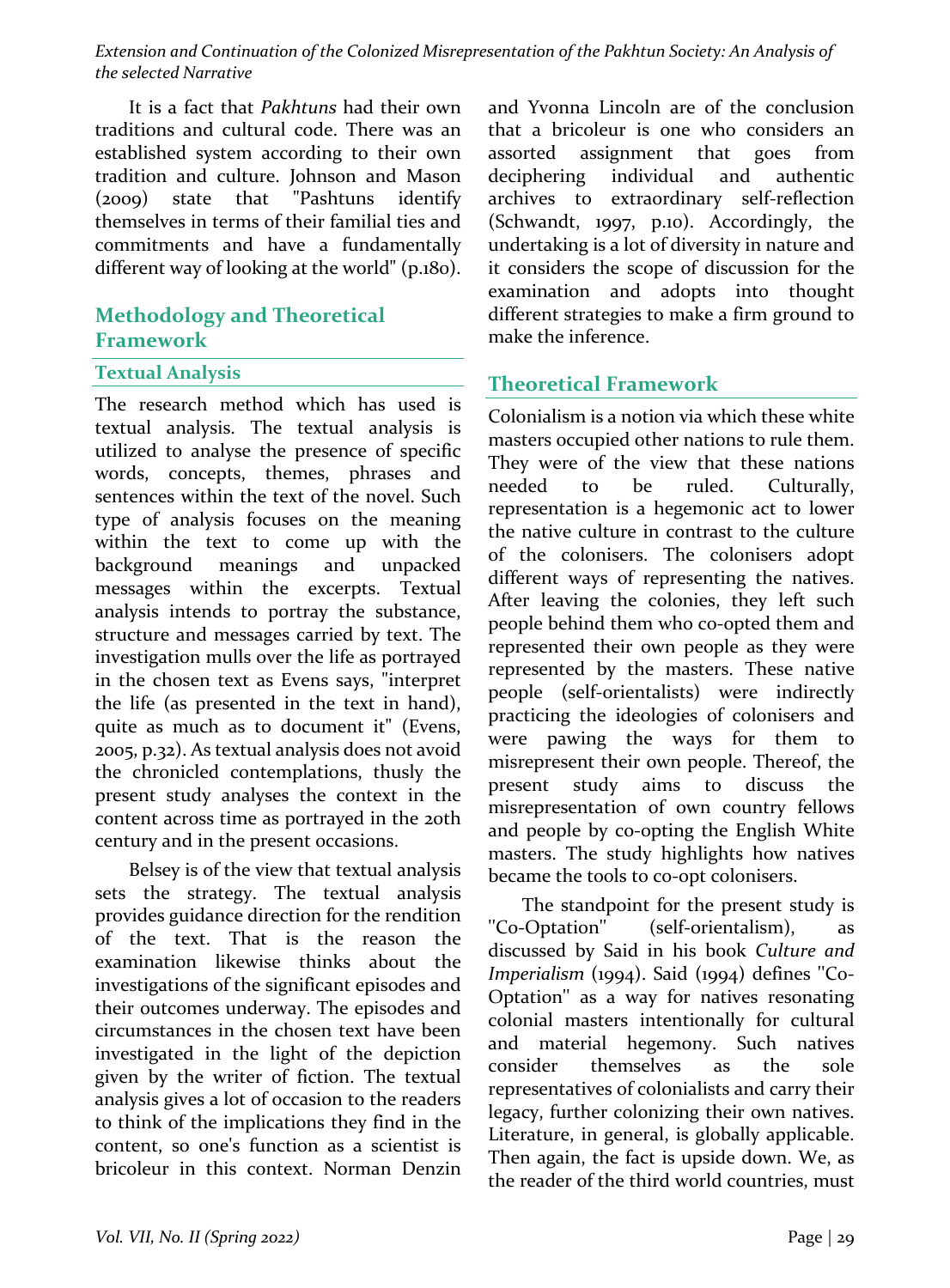It is a fact that *Pakhtuns* had their own traditions and cultural code. There was an established system according to their own tradition and culture. Johnson and Mason (2009) state that "Pashtuns identify themselves in terms of their familial ties and commitments and have a fundamentally different way of looking at the world" (p.180).

## Methodology and Theoretical Framework

### Textual Analysis

The research method which has used is textual analysis. The textual analysis is utilized to analyse the presence of specific words, concepts, themes, phrases and sentences within the text of the novel. Such type of analysis focuses on the meaning within the text to come up with the background meanings and unpacked messages within the excerpts. Textual analysis intends to portray the substance, structure and messages carried by text. The investigation mulls over the life as portrayed in the chosen text as Evens says, "interpret the life (as presented in the text in hand), quite as much as to document it" (Evens, 2005, p.32). As textual analysis does not avoid the chronicled contemplations, thusly the present study analyses the context in the content across time as portrayed in the 20th century and in the present occasions.

Belsey is of the view that textual analysis sets the strategy. The textual analysis provides guidance direction for the rendition of the text. That is the reason the examination likewise thinks about the investigations of the significant episodes and their outcomes underway. The episodes and circumstances in the chosen text have been investigated in the light of the depiction given by the writer of fiction. The textual analysis gives a lot of occasion to the readers to think of the implications they find in the content, so one's function as a scientist is bricoleur in this context. Norman Denzin and Yvonna Lincoln are of the conclusion that a bricoleur is one who considers an assorted assignment that goes from deciphering individual and authentic archives to extraordinary self-reflection (Schwandt, 1997, p.10). Accordingly, the undertaking is a lot of diversity in nature and it considers the scope of discussion for the examination and adopts into thought different strategies to make a firm ground to make the inference.

## Theoretical Framework

Colonialism is a notion via which these white masters occupied other nations to rule them. They were of the view that these nations needed to be ruled. Culturally, representation is a hegemonic act to lower the native culture in contrast to the culture of the colonisers. The colonisers adopt different ways of representing the natives. After leaving the colonies, they left such people behind them who co-opted them and represented their own people as they were represented by the masters. These native people (self-orientalists) were indirectly practicing the ideologies of colonisers and were pawing the ways for them to misrepresent their own people. Thereof, the present study aims to discuss the misrepresentation of own country fellows and people by co-opting the English White masters. The study highlights how natives became the tools to co-opt colonisers.

The standpoint for the present study is "Co-Optation" (self-orientalism), as discussed by Said in his book *Culture and Imperialism* (1994). Said (1994) defines "Co-Optation" as a way for natives resonating colonial masters intentionally for cultural and material hegemony. Such natives consider themselves as the sole representatives of colonialists and carry their legacy, further colonizing their own natives. Literature, in general, is globally applicable. Then again, the fact is upside down. We, as the reader of the third world countries, must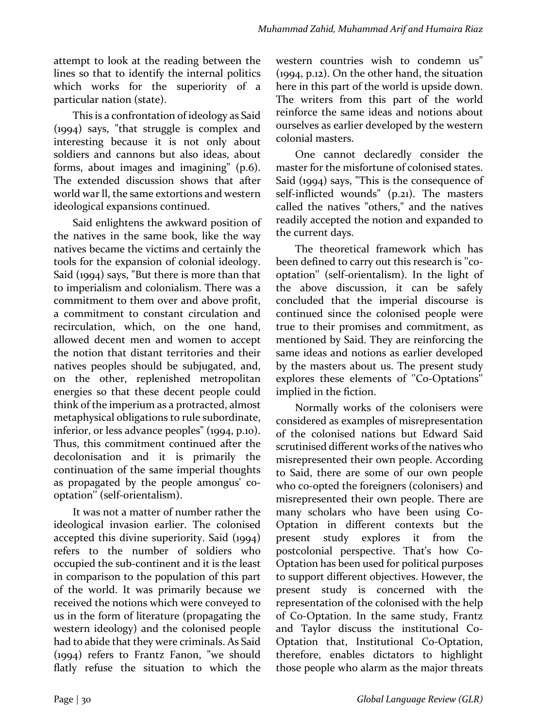attempt to look at the reading between the lines so that to identify the internal politics which works for the superiority of a particular nation (state).

This is a confrontation of ideology as Said (1994) says, "that struggle is complex and interesting because it is not only about soldiers and cannons but also ideas, about forms, about images and imagining" (p.6). The extended discussion shows that after world war ll, the same extortions and western ideological expansions continued.

Said enlightens the awkward position of the natives in the same book, like the way natives became the victims and certainly the tools for the expansion of colonial ideology. Said (1994) says, "But there is more than that to imperialism and colonialism. There was a commitment to them over and above profit, a commitment to constant circulation and recirculation, which, on the one hand, allowed decent men and women to accept the notion that distant territories and their natives peoples should be subjugated, and, on the other, replenished metropolitan energies so that these decent people could think of the imperium as a protracted, almost metaphysical obligations to rule subordinate, inferior, or less advance peoples" (1994, p.10). Thus, this commitment continued after the decolonisation and it is primarily the continuation of the same imperial thoughts as propagated by the people amongus' co-optation" (self-orientalism).

It was not a matter of number rather the ideological invasion earlier. The colonised accepted this divine superiority. Said (1994) refers to the number of soldiers who occupied the sub-continent and it is the least in comparison to the population of this part of the world. It was primarily because we received the notions which were conveyed to us in the form of literature (propagating the western ideology) and the colonised people had to abide that they were criminals. As Said (1994) refers to Frantz Fanon, "we should flatly refuse the situation to which the western countries wish to condemn us" (1994, p.12). On the other hand, the situation here in this part of the world is upside down. The writers from this part of the world reinforce the same ideas and notions about ourselves as earlier developed by the western colonial masters.

One cannot declaredly consider the master for the misfortune of colonised states. Said (1994) says, "This is the consequence of self-inflicted wounds" (p.21). The masters called the natives "others," and the natives readily accepted the notion and expanded to the current days.

The theoretical framework which has been defined to carry out this research is "co-optation" (self-orientalism). In the light of the above discussion, it can be safely concluded that the imperial discourse is continued since the colonised people were true to their promises and commitment, as mentioned by Said. They are reinforcing the same ideas and notions as earlier developed by the masters about us. The present study explores these elements of "Co-Optations" implied in the fiction.

Normally works of the colonisers were considered as examples of misrepresentation of the colonised nations but Edward Said scrutinised different works of the natives who misrepresented their own people. According to Said, there are some of our own people who co-opted the foreigners (colonisers) and misrepresented their own people. There are many scholars who have been using Co-Optation in different contexts but the present study explores it from the postcolonial perspective. That's how Co-Optation has been used for political purposes to support different objectives. However, the present study is concerned with the representation of the colonised with the help of Co-Optation. In the same study, Frantz and Taylor discuss the institutional Co-Optation that, Institutional Co-Optation, therefore, enables dictators to highlight those people who alarm as the major threats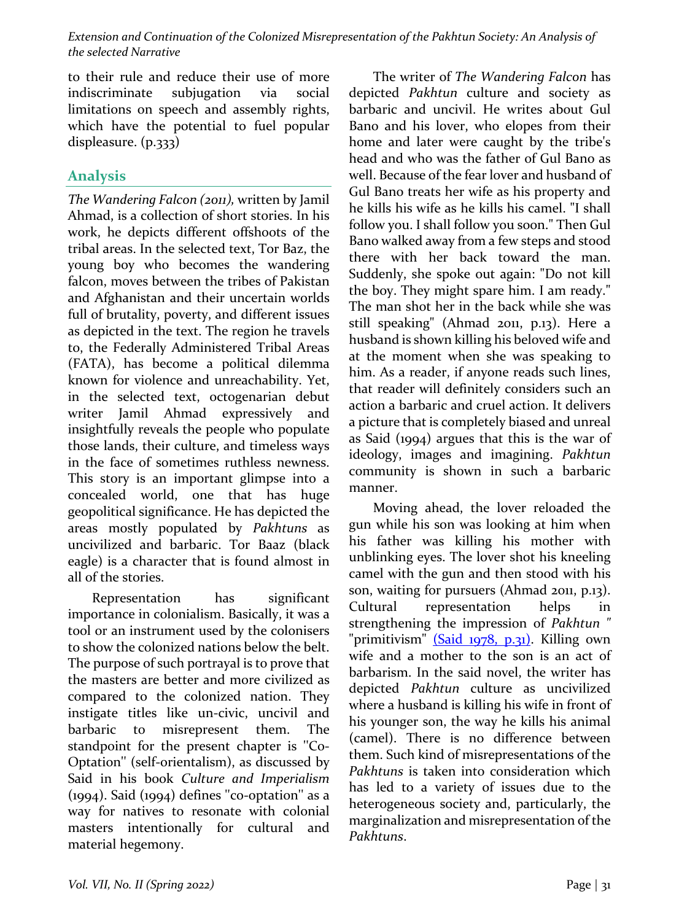to their rule and reduce their use of more indiscriminate subjugation via social limitations on speech and assembly rights, which have the potential to fuel popular displeasure. (p.333)

## Analysis

*The Wandering Falcon (2011),* written by Jamil Ahmad, is a collection of short stories. In his work, he depicts different offshoots of the tribal areas. In the selected text, Tor Baz, the young boy who becomes the wandering falcon, moves between the tribes of Pakistan and Afghanistan and their uncertain worlds full of brutality, poverty, and different issues as depicted in the text. The region he travels to, the Federally Administered Tribal Areas (FATA), has become a political dilemma known for violence and unreachability. Yet, in the selected text, octogenarian debut writer Jamil Ahmad expressively and insightfully reveals the people who populate those lands, their culture, and timeless ways in the face of sometimes ruthless newness. This story is an important glimpse into a concealed world, one that has huge geopolitical significance. He has depicted the areas mostly populated by *Pakhtuns* as uncivilized and barbaric. Tor Baaz (black eagle) is a character that is found almost in all of the stories.

Representation has significant importance in colonialism. Basically, it was a tool or an instrument used by the colonisers to show the colonized nations below the belt. The purpose of such portrayal is to prove that the masters are better and more civilized as compared to the colonized nation. They instigate titles like un-civic, uncivil and barbaric to misrepresent them. The standpoint for the present chapter is "Co-Optation" (self-orientalism), as discussed by Said in his book *Culture and Imperialism* (1994). Said (1994) defines "co-optation" as a way for natives to resonate with colonial masters intentionally for cultural and material hegemony.

The writer of *The Wandering Falcon* has depicted *Pakhtun* culture and society as barbaric and uncivil. He writes about Gul Bano and his lover, who elopes from their home and later were caught by the tribe's head and who was the father of Gul Bano as well. Because of the fear lover and husband of Gul Bano treats her wife as his property and he kills his wife as he kills his camel. "I shall follow you. I shall follow you soon." Then Gul Bano walked away from a few steps and stood there with her back toward the man. Suddenly, she spoke out again: "Do not kill the boy. They might spare him. I am ready." The man shot her in the back while she was still speaking" (Ahmad 2011, p.13). Here a husband is shown killing his beloved wife and at the moment when she was speaking to him. As a reader, if anyone reads such lines, that reader will definitely considers such an action a barbaric and cruel action. It delivers a picture that is completely biased and unreal as Said (1994) argues that this is the war of ideology, images and imagining. *Pakhtun* community is shown in such a barbaric manner.

Moving ahead, the lover reloaded the gun while his son was looking at him when his father was killing his mother with unblinking eyes. The lover shot his kneeling camel with the gun and then stood with his son, waiting for pursuers (Ahmad 2011, p.13). Cultural representation helps in strengthening the impression of *Pakhtun* " "primitivism" (Said 1978, p.31). Killing own wife and a mother to the son is an act of barbarism. In the said novel, the writer has depicted *Pakhtun* culture as uncivilized where a husband is killing his wife in front of his younger son, the way he kills his animal (camel). There is no difference between them. Such kind of misrepresentations of the *Pakhtuns* is taken into consideration which has led to a variety of issues due to the heterogeneous society and, particularly, the marginalization and misrepresentation of the *Pakhtuns*.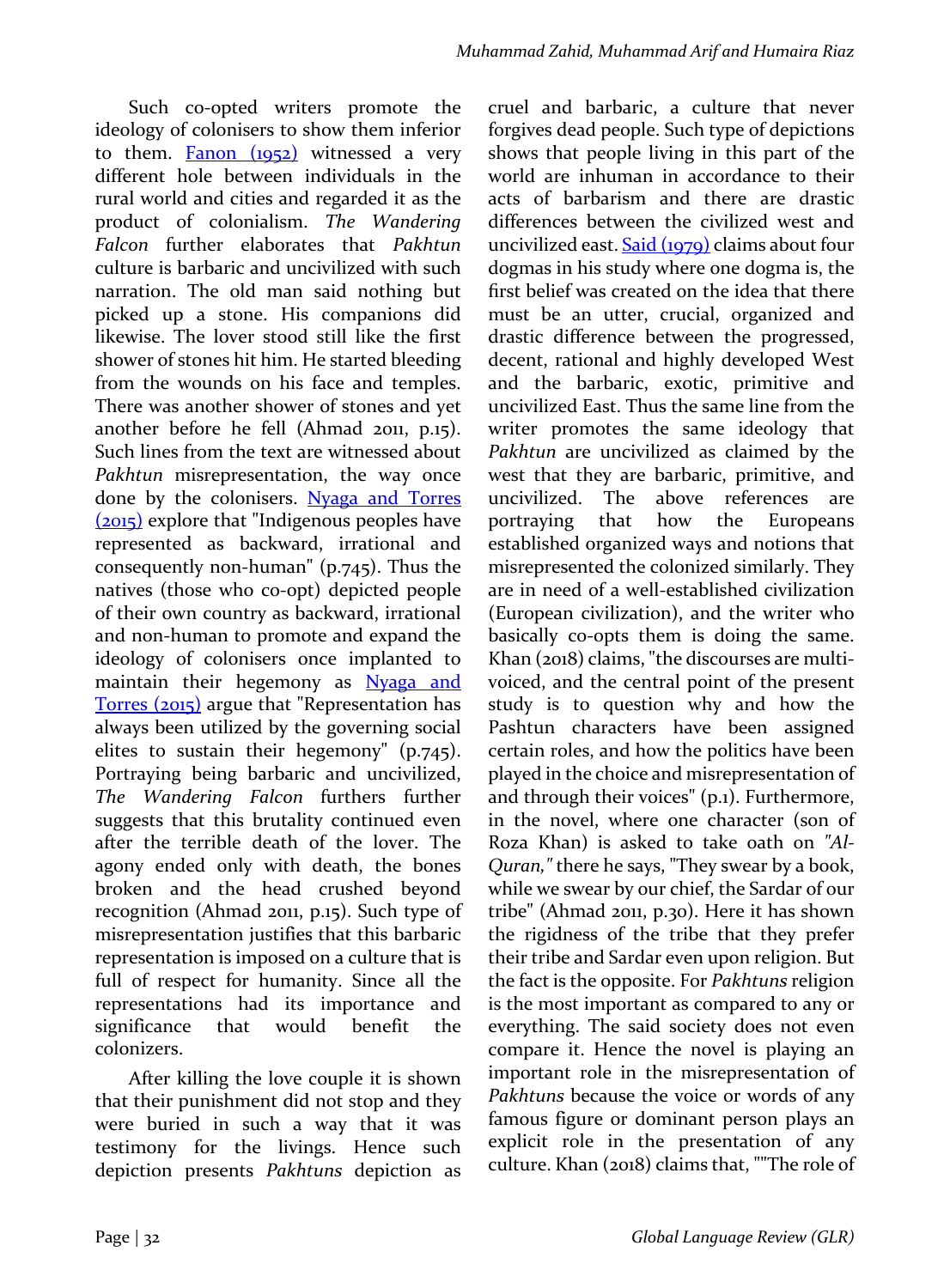Such co-opted writers promote the ideology of colonisers to show them inferior to them. Fanon (1952) witnessed a very different hole between individuals in the rural world and cities and regarded it as the product of colonialism. *The Wandering Falcon* further elaborates that *Pakhtun* culture is barbaric and uncivilized with such narration. The old man said nothing but picked up a stone. His companions did likewise. The lover stood still like the first shower of stones hit him. He started bleeding from the wounds on his face and temples. There was another shower of stones and yet another before he fell (Ahmad 2011, p.15). Such lines from the text are witnessed about *Pakhtun* misrepresentation, the way once done by the colonisers. Nyaga and Torres (2015) explore that "Indigenous peoples have represented as backward, irrational and consequently non-human" (p.745). Thus the natives (those who co-opt) depicted people of their own country as backward, irrational and non-human to promote and expand the ideology of colonisers once implanted to maintain their hegemony as Nyaga and Torres (2015) argue that "Representation has always been utilized by the governing social elites to sustain their hegemony" (p.745). Portraying being barbaric and uncivilized, *The Wandering Falcon* furthers further suggests that this brutality continued even after the terrible death of the lover. The agony ended only with death, the bones broken and the head crushed beyond recognition (Ahmad 2011, p.15). Such type of misrepresentation justifies that this barbaric representation is imposed on a culture that is full of respect for humanity. Since all the representations had its importance and significance that would benefit the colonizers.

After killing the love couple it is shown that their punishment did not stop and they were buried in such a way that it was testimony for the livings. Hence such depiction presents *Pakhtuns* depiction as cruel and barbaric, a culture that never forgives dead people. Such type of depictions shows that people living in this part of the world are inhuman in accordance to their acts of barbarism and there are drastic differences between the civilized west and uncivilized east. Said (1979) claims about four dogmas in his study where one dogma is, the first belief was created on the idea that there must be an utter, crucial, organized and drastic difference between the progressed, decent, rational and highly developed West and the barbaric, exotic, primitive and uncivilized East. Thus the same line from the writer promotes the same ideology that *Pakhtun* are uncivilized as claimed by the west that they are barbaric, primitive, and uncivilized. The above references are portraying that how the Europeans established organized ways and notions that misrepresented the colonized similarly. They are in need of a well-established civilization (European civilization), and the writer who basically co-opts them is doing the same. Khan (2018) claims, "the discourses are multi-voiced, and the central point of the present study is to question why and how the Pashtun characters have been assigned certain roles, and how the politics have been played in the choice and misrepresentation of and through their voices" (p.1). Furthermore, in the novel, where one character (son of Roza Khan) is asked to take oath on *"Al-Quran,"* there he says, "They swear by a book, while we swear by our chief, the Sardar of our tribe" (Ahmad 2011, p.30). Here it has shown the rigidness of the tribe that they prefer their tribe and Sardar even upon religion. But the fact is the opposite. For *Pakhtuns* religion is the most important as compared to any or everything. The said society does not even compare it. Hence the novel is playing an important role in the misrepresentation of *Pakhtuns* because the voice or words of any famous figure or dominant person plays an explicit role in the presentation of any culture. Khan (2018) claims that, ""The role of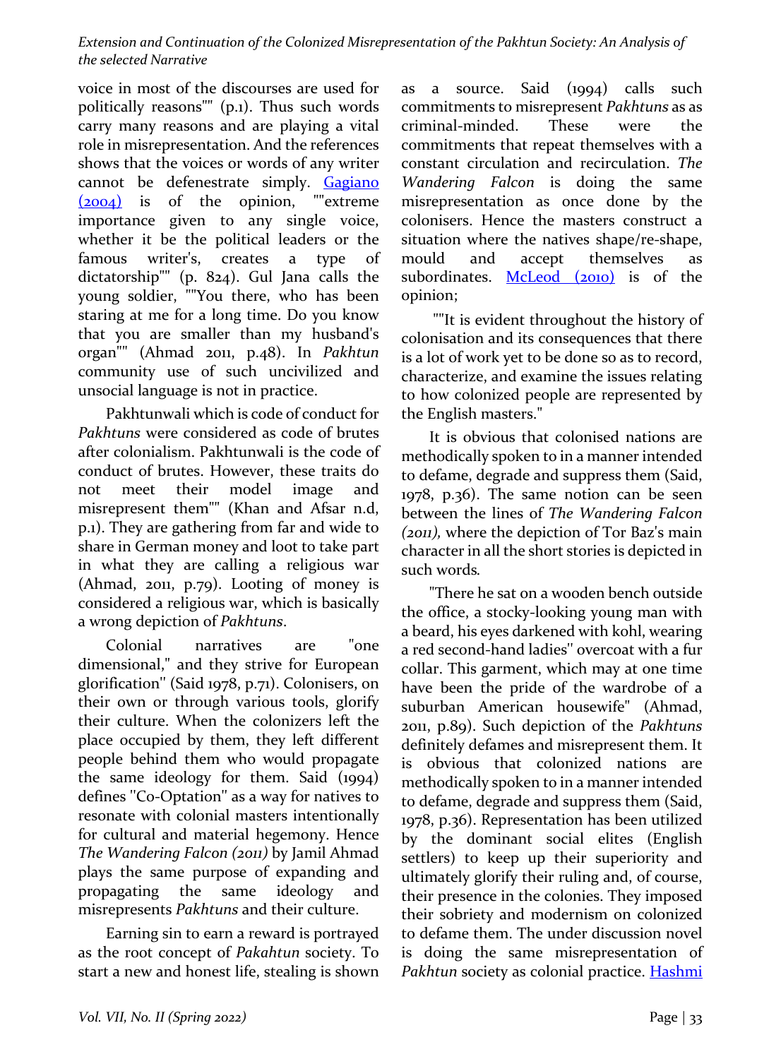voice in most of the discourses are used for politically reasons"" (p.1). Thus such words carry many reasons and are playing a vital role in misrepresentation. And the references shows that the voices or words of any writer cannot be defenestrate simply. Gagiano (2004) is of the opinion, ""extreme importance given to any single voice, whether it be the political leaders or the famous writer's, creates a type of dictatorship"" (p. 824). Gul Jana calls the young soldier, ""You there, who has been staring at me for a long time. Do you know that you are smaller than my husband's organ"" (Ahmad 2011, p.48). In *Pakhtun* community use of such uncivilized and unsocial language is not in practice.

Pakhtunwali which is code of conduct for *Pakhtuns* were considered as code of brutes after colonialism. Pakhtunwali is the code of conduct of brutes. However, these traits do not meet their model image and misrepresent them"" (Khan and Afsar n.d, p.1). They are gathering from far and wide to share in German money and loot to take part in what they are calling a religious war (Ahmad, 2011, p.79). Looting of money is considered a religious war, which is basically a wrong depiction of *Pakhtuns*.

Colonial narratives are "one dimensional," and they strive for European glorification" (Said 1978, p.71). Colonisers, on their own or through various tools, glorify their culture. When the colonizers left the place occupied by them, they left different people behind them who would propagate the same ideology for them. Said (1994) defines "Co-Optation" as a way for natives to resonate with colonial masters intentionally for cultural and material hegemony. Hence *The Wandering Falcon (2011)* by Jamil Ahmad plays the same purpose of expanding and propagating the same ideology and misrepresents *Pakhtuns* and their culture.

Earning sin to earn a reward is portrayed as the root concept of *Pakahtun* society. To start a new and honest life, stealing is shown as a source. Said (1994) calls such commitments to misrepresent *Pakhtuns* as as criminal-minded. These were the commitments that repeat themselves with a constant circulation and recirculation. *The Wandering Falcon* is doing the same misrepresentation as once done by the colonisers. Hence the masters construct a situation where the natives shape/re-shape, mould and accept themselves as subordinates. McLeod (2010) is of the opinion;

""It is evident throughout the history of colonisation and its consequences that there is a lot of work yet to be done so as to record, characterize, and examine the issues relating to how colonized people are represented by the English masters."

It is obvious that colonised nations are methodically spoken to in a manner intended to defame, degrade and suppress them (Said, 1978, p.36). The same notion can be seen between the lines of *The Wandering Falcon (2011),* where the depiction of Tor Baz's main character in all the short stories is depicted in such words.

"There he sat on a wooden bench outside the office, a stocky-looking young man with a beard, his eyes darkened with kohl, wearing a red second-hand ladies" overcoat with a fur collar. This garment, which may at one time have been the pride of the wardrobe of a suburban American housewife" (Ahmad, 2011, p.89). Such depiction of the *Pakhtuns* definitely defames and misrepresent them. It is obvious that colonized nations are methodically spoken to in a manner intended to defame, degrade and suppress them (Said, 1978, p.36). Representation has been utilized by the dominant social elites (English settlers) to keep up their superiority and ultimately glorify their ruling and, of course, their presence in the colonies. They imposed their sobriety and modernism on colonized to defame them. The under discussion novel is doing the same misrepresentation of *Pakhtun* society as colonial practice. Hashmi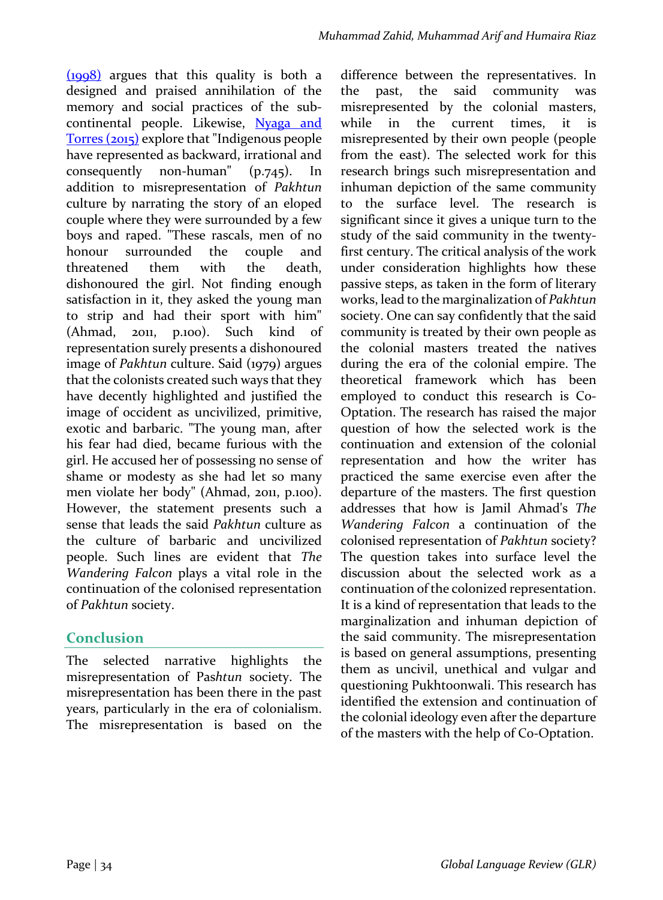(1998) argues that this quality is both a designed and praised annihilation of the memory and social practices of the sub-continental people. Likewise, Nyaga and Torres (2015) explore that "Indigenous people have represented as backward, irrational and consequently non-human" (p.745). In addition to misrepresentation of *Pakhtun* culture by narrating the story of an eloped couple where they were surrounded by a few boys and raped. "These rascals, men of no honour surrounded the couple and threatened them with the death, dishonoured the girl. Not finding enough satisfaction in it, they asked the young man to strip and had their sport with him" (Ahmad, 2011, p.100). Such kind of representation surely presents a dishonoured image of *Pakhtun* culture. Said (1979) argues that the colonists created such ways that they have decently highlighted and justified the image of occident as uncivilized, primitive, exotic and barbaric. "The young man, after his fear had died, became furious with the girl. He accused her of possessing no sense of shame or modesty as she had let so many men violate her body" (Ahmad, 2011, p.100). However, the statement presents such a sense that leads the said *Pakhtun* culture as the culture of barbaric and uncivilized people. Such lines are evident that *The Wandering Falcon* plays a vital role in the continuation of the colonised representation of *Pakhtun* society.

## Conclusion

The selected narrative highlights the misrepresentation of Pas*htun* society. The misrepresentation has been there in the past years, particularly in the era of colonialism. The misrepresentation is based on the difference between the representatives. In the past, the said community was misrepresented by the colonial masters, while in the current times, it is misrepresented by their own people (people from the east). The selected work for this research brings such misrepresentation and inhuman depiction of the same community to the surface level. The research is significant since it gives a unique turn to the study of the said community in the twenty-first century. The critical analysis of the work under consideration highlights how these passive steps, as taken in the form of literary works, lead to the marginalization of *Pakhtun* society. One can say confidently that the said community is treated by their own people as the colonial masters treated the natives during the era of the colonial empire. The theoretical framework which has been employed to conduct this research is Co-Optation. The research has raised the major question of how the selected work is the continuation and extension of the colonial representation and how the writer has practiced the same exercise even after the departure of the masters. The first question addresses that how is Jamil Ahmad's *The Wandering Falcon* a continuation of the colonised representation of *Pakhtun* society? The question takes into surface level the discussion about the selected work as a continuation of the colonized representation. It is a kind of representation that leads to the marginalization and inhuman depiction of the said community. The misrepresentation is based on general assumptions, presenting them as uncivil, unethical and vulgar and questioning Pukhtoonwali. This research has identified the extension and continuation of the colonial ideology even after the departure of the masters with the help of Co-Optation.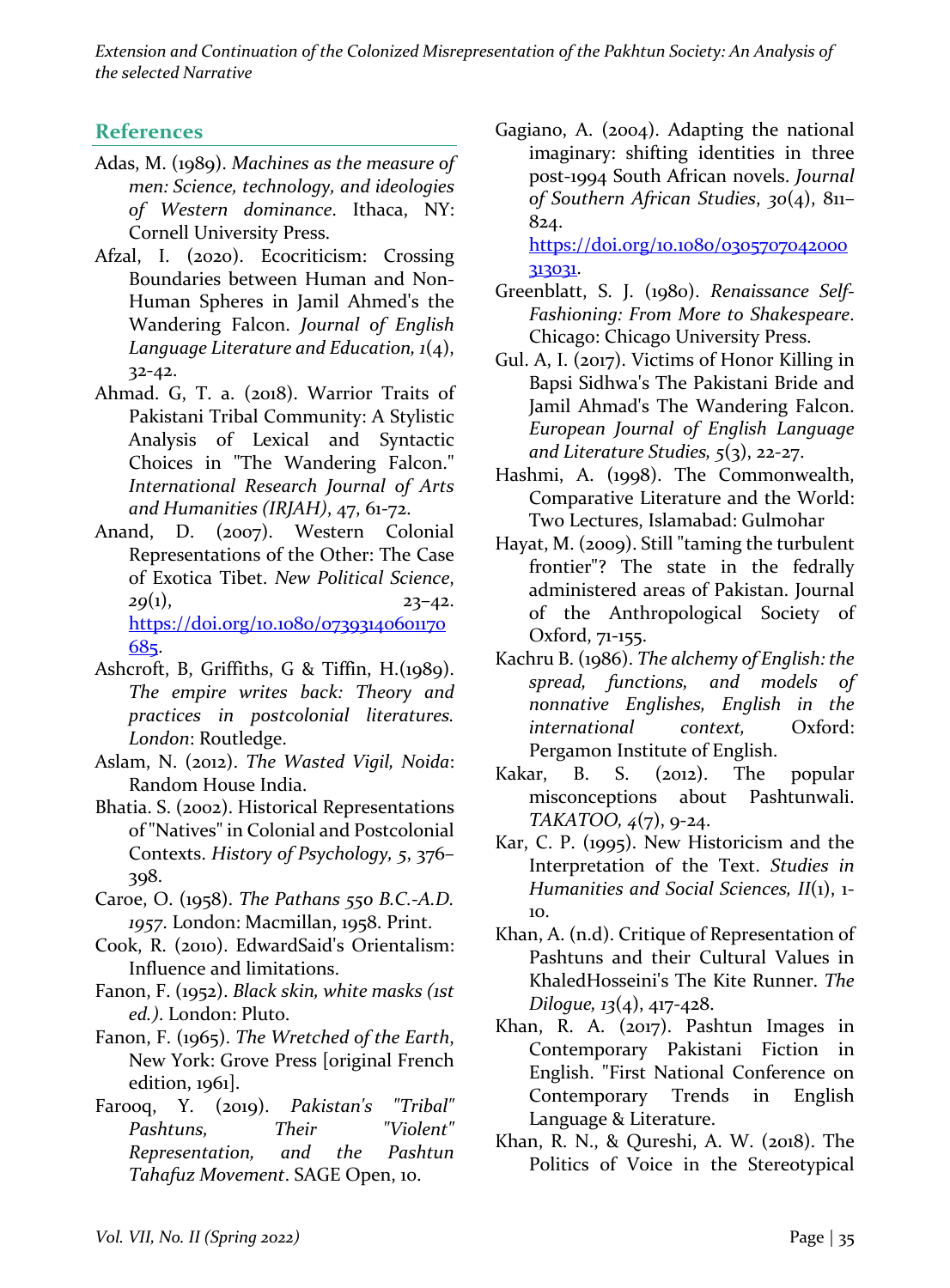## References

Adas, M. (1989). *Machines as the measure of men: Science, technology, and ideologies of Western dominance*. Ithaca, NY: Cornell University Press.

Afzal, I. (2020). Ecocriticism: Crossing Boundaries between Human and Non-Human Spheres in Jamil Ahmed's the Wandering Falcon. *Journal of English Language Literature and Education, 1*(4), 32-42.

Ahmad. G, T. a. (2018). Warrior Traits of Pakistani Tribal Community: A Stylistic Analysis of Lexical and Syntactic Choices in "The Wandering Falcon." *International Research Journal of Arts and Humanities (IRJAH)*, 47, 61-72.

Anand, D. (2007). Western Colonial Representations of the Other: The Case of Exotica Tibet. *New Political Science*, *29*(1), 23–42. https://doi.org/10.1080/07393140601170685.

Ashcroft, B, Griffiths, G & Tiffin, H.(1989). *The empire writes back: Theory and practices in postcolonial literatures. London*: Routledge.

Aslam, N. (2012). *The Wasted Vigil, Noida*: Random House India.

Bhatia. S. (2002). Historical Representations of "Natives" in Colonial and Postcolonial Contexts. *History of Psychology, 5*, 376–398.

Caroe, O. (1958). *The Pathans 550 B.C.-A.D. 1957*. London: Macmillan, 1958. Print.

Cook, R. (2010). EdwardSaid's Orientalism: Influence and limitations.

Fanon, F. (1952). *Black skin, white masks (1st ed.)*. London: Pluto.

Fanon, F. (1965). *The Wretched of the Earth*, New York: Grove Press [original French edition, 1961].

Farooq, Y. (2019). *Pakistan's "Tribal" Pashtuns, Their "Violent" Representation, and the Pashtun Tahafuz Movement*. SAGE Open, 10.

Gagiano, A. (2004). Adapting the national imaginary: shifting identities in three post-1994 South African novels. *Journal of Southern African Studies*, *30*(4), 811–824. https://doi.org/10.1080/0305707042000313031.

Greenblatt, S. J. (1980). *Renaissance Self-Fashioning: From More to Shakespeare*. Chicago: Chicago University Press.

Gul. A, I. (2017). Victims of Honor Killing in Bapsi Sidhwa's The Pakistani Bride and Jamil Ahmad's The Wandering Falcon. *European Journal of English Language and Literature Studies, 5*(3), 22-27.

Hashmi, A. (1998). The Commonwealth, Comparative Literature and the World: Two Lectures, Islamabad: Gulmohar

Hayat, M. (2009). Still "taming the turbulent frontier"? The state in the fedrally administered areas of Pakistan. Journal of the Anthropological Society of Oxford, 71-155.

Kachru B. (1986). *The alchemy of English: the spread, functions, and models of nonnative Englishes, English in the international context,* Oxford: Pergamon Institute of English.

Kakar, B. S. (2012). The popular misconceptions about Pashtunwali. *TAKATOO, 4*(7), 9-24.

Kar, C. P. (1995). New Historicism and the Interpretation of the Text. *Studies in Humanities and Social Sciences, II*(1), 1-10.

Khan, A. (n.d). Critique of Representation of Pashtuns and their Cultural Values in KhaledHosseini's The Kite Runner. *The Dilogue, 13*(4), 417-428.

Khan, R. A. (2017). Pashtun Images in Contemporary Pakistani Fiction in English. "First National Conference on Contemporary Trends in English Language & Literature.

Khan, R. N., & Qureshi, A. W. (2018). The Politics of Voice in the Stereotypical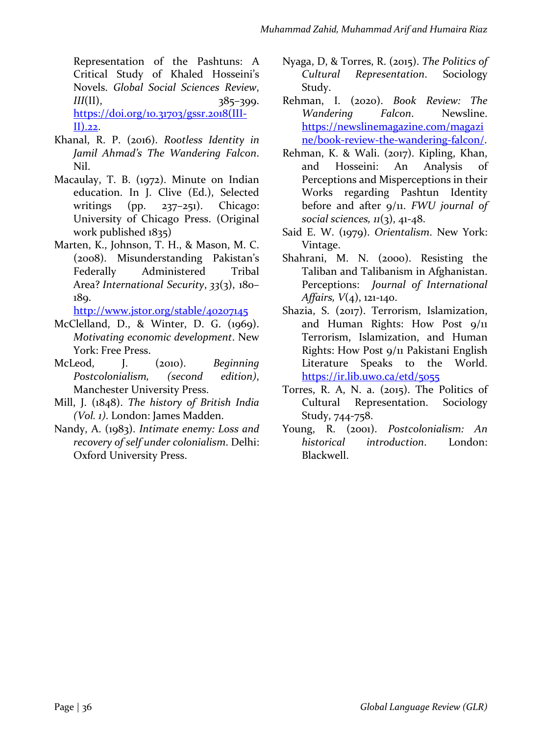Representation of the Pashtuns: A Critical Study of Khaled Hosseini's Novels. *Global Social Sciences Review*, *III*(II), 385–399. https://doi.org/10.31703/gssr.2018(III-II).22.

Khanal, R. P. (2016). *Rootless Identity in Jamil Ahmad's The Wandering Falcon*. Nil.

Macaulay, T. B. (1972). Minute on Indian education. In J. Clive (Ed.), Selected writings (pp. 237–251). Chicago: University of Chicago Press. (Original work published 1835)

Marten, K., Johnson, T. H., & Mason, M. C. (2008). Misunderstanding Pakistan's Federally Administered Tribal Area? *International Security*, *33*(3), 180–189. http://www.jstor.org/stable/40207145

McClelland, D., & Winter, D. G. (1969). *Motivating economic development*. New York: Free Press.

McLeod, J. (2010). *Beginning Postcolonialism, (second edition)*, Manchester University Press.

Mill, J. (1848). *The history of British India (Vol. 1)*. London: James Madden.

Nandy, A. (1983). *Intimate enemy: Loss and recovery of self under colonialism*. Delhi: Oxford University Press.

Nyaga, D, & Torres, R. (2015). *The Politics of Cultural Representation*. Sociology Study.

Rehman, I. (2020). *Book Review: The Wandering Falcon*. Newsline. https://newslinemagazine.com/magazine/book-review-the-wandering-falcon/.

Rehman, K. & Wali. (2017). Kipling, Khan, and Hosseini: An Analysis of Perceptions and Misperceptions in their Works regarding Pashtun Identity before and after 9/11. *FWU journal of social sciences, 11*(3), 41-48.

Said E. W. (1979). *Orientalism*. New York: Vintage.

Shahrani, M. N. (2000). Resisting the Taliban and Talibanism in Afghanistan. Perceptions: *Journal of International Affairs, V*(4), 121-140.

Shazia, S. (2017). Terrorism, Islamization, and Human Rights: How Post 9/11 Terrorism, Islamization, and Human Rights: How Post 9/11 Pakistani English Literature Speaks to the World. https://ir.lib.uwo.ca/etd/5055

Torres, R. A, N. a. (2015). The Politics of Cultural Representation. Sociology Study, 744-758.

Young, R. (2001). *Postcolonialism: An historical introduction*. London: Blackwell.